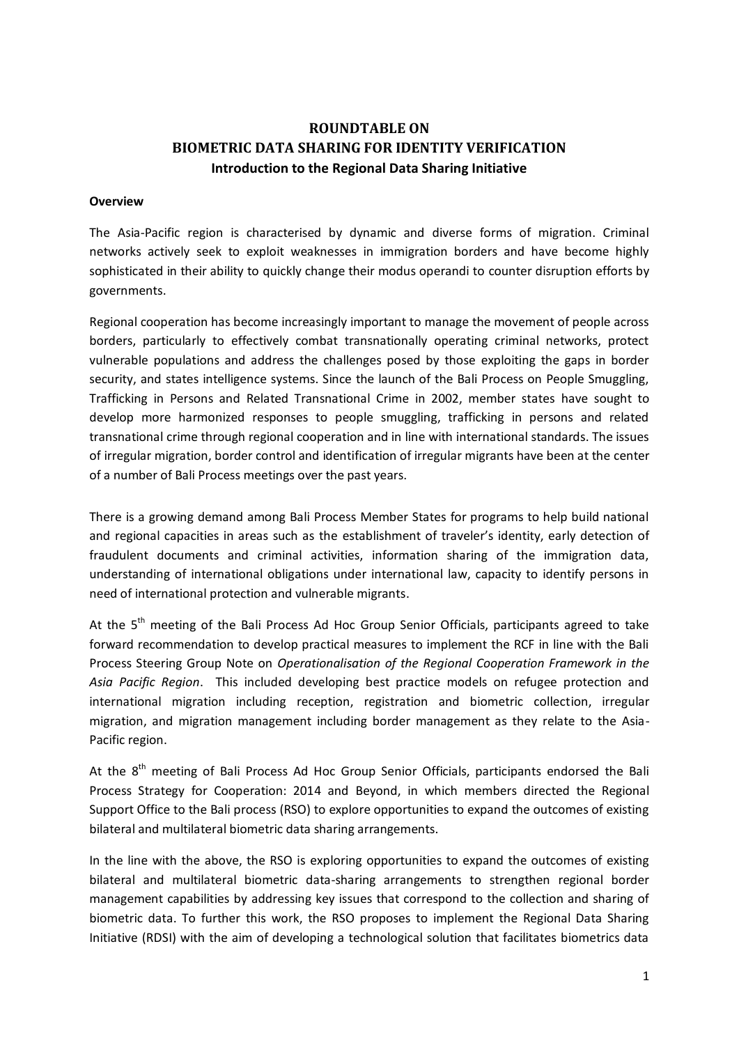# ROUNDTABLE ON BIOMETRIC DATA SHARING FOR IDENTITY VERIFICATION

## Introduction to the Regional Data Sharing Initiative

**Overview**

The Asia-Pacific region is characterised by dynamic and diverse forms of migration. Criminal networks actively seek to exploit weaknesses in immigration borders and have become highly sophisticated in their ability to quickly change their modus operandi to counter disruption efforts by governments.

Regional cooperation has become increasingly important to manage the movement of people across borders, particularly to effectively combat transnationally operating criminal networks, protect vulnerable populations and address the challenges posed by those exploiting the gaps in border security, and states intelligence systems. Since the launch of the Bali Process on People Smuggling, Trafficking in Persons and Related Transnational Crime in 2002, member states have sought to develop more harmonized responses to people smuggling, trafficking in persons and related transnational crime through regional cooperation and in line with international standards. The issues of irregular migration, border control and identification of irregular migrants have been at the center of a number of Bali Process meetings over the past years.

There is a growing demand among Bali Process Member States for programs to help build national and regional capacities in areas such as the establishment of traveler's identity, early detection of fraudulent documents and criminal activities, information sharing of the immigration data, understanding of international obligations under international law, capacity to identify persons in need of international protection and vulnerable migrants.

At the 5th meeting of the Bali Process Ad Hoc Group Senior Officials, participants agreed to take forward recommendation to develop practical measures to implement the RCF in line with the Bali Process Steering Group Note on *Operationalisation of the Regional Cooperation Framework in the Asia Pacific Region*. This included developing best practice models on refugee protection and international migration including reception, registration and biometric collection, irregular migration, and migration management including border management as they relate to the Asia-Pacific region.

At the 8th meeting of Bali Process Ad Hoc Group Senior Officials, participants endorsed the Bali Process Strategy for Cooperation: 2014 and Beyond, in which members directed the Regional Support Office to the Bali process (RSO) to explore opportunities to expand the outcomes of existing bilateral and multilateral biometric data sharing arrangements.

In the line with the above, the RSO is exploring opportunities to expand the outcomes of existing bilateral and multilateral biometric data-sharing arrangements to strengthen regional border management capabilities by addressing key issues that correspond to the collection and sharing of biometric data. To further this work, the RSO proposes to implement the Regional Data Sharing Initiative (RDSI) with the aim of developing a technological solution that facilitates biometrics data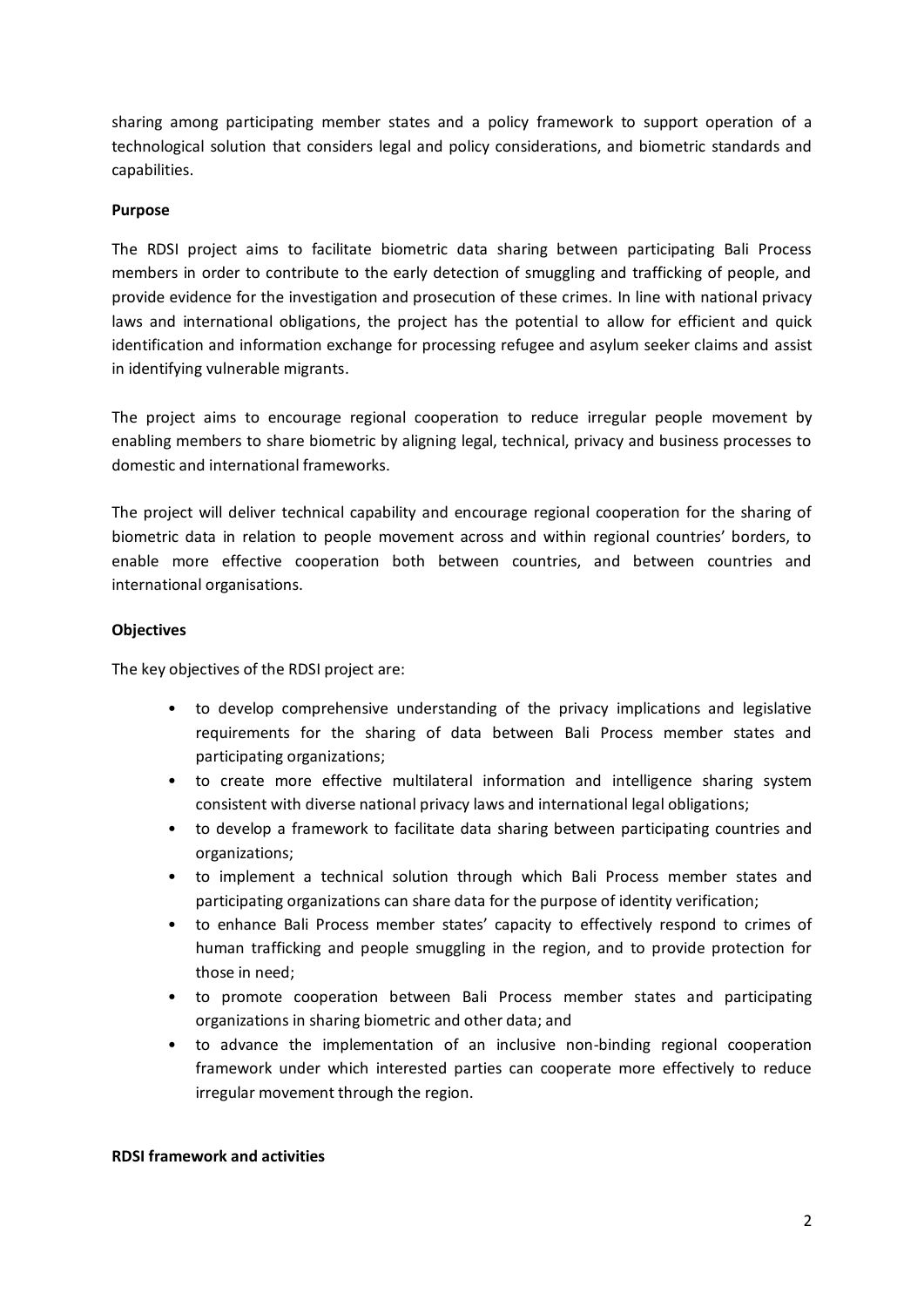sharing among participating member states and a policy framework to support operation of a technological solution that considers legal and policy considerations, and biometric standards and capabilities.

**Purpose**

The RDSI project aims to facilitate biometric data sharing between participating Bali Process members in order to contribute to the early detection of smuggling and trafficking of people, and provide evidence for the investigation and prosecution of these crimes. In line with national privacy laws and international obligations, the project has the potential to allow for efficient and quick identification and information exchange for processing refugee and asylum seeker claims and assist in identifying vulnerable migrants.

The project aims to encourage regional cooperation to reduce irregular people movement by enabling members to share biometric by aligning legal, technical, privacy and business processes to domestic and international frameworks.

The project will deliver technical capability and encourage regional cooperation for the sharing of biometric data in relation to people movement across and within regional countries' borders, to enable more effective cooperation both between countries, and between countries and international organisations.

**Objectives**

The key objectives of the RDSI project are:

- to develop comprehensive understanding of the privacy implications and legislative requirements for the sharing of data between Bali Process member states and participating organizations;
- to create more effective multilateral information and intelligence sharing system consistent with diverse national privacy laws and international legal obligations;
- to develop a framework to facilitate data sharing between participating countries and organizations;
- to implement a technical solution through which Bali Process member states and participating organizations can share data for the purpose of identity verification;
- to enhance Bali Process member states' capacity to effectively respond to crimes of human trafficking and people smuggling in the region, and to provide protection for those in need;
- to promote cooperation between Bali Process member states and participating organizations in sharing biometric and other data; and
- to advance the implementation of an inclusive non-binding regional cooperation framework under which interested parties can cooperate more effectively to reduce irregular movement through the region.

**RDSI framework and activities**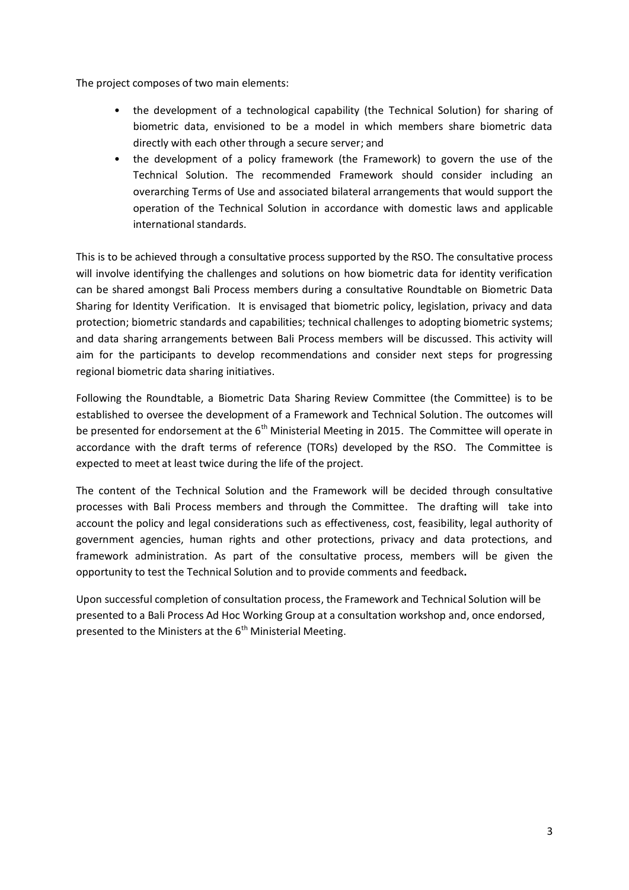The project composes of two main elements:

- the development of a technological capability (the Technical Solution) for sharing of biometric data, envisioned to be a model in which members share biometric data directly with each other through a secure server; and
- the development of a policy framework (the Framework) to govern the use of the Technical Solution. The recommended Framework should consider including an overarching Terms of Use and associated bilateral arrangements that would support the operation of the Technical Solution in accordance with domestic laws and applicable international standards.

This is to be achieved through a consultative process supported by the RSO. The consultative process will involve identifying the challenges and solutions on how biometric data for identity verification can be shared amongst Bali Process members during a consultative Roundtable on Biometric Data Sharing for Identity Verification. It is envisaged that biometric policy, legislation, privacy and data protection; biometric standards and capabilities; technical challenges to adopting biometric systems; and data sharing arrangements between Bali Process members will be discussed. This activity will aim for the participants to develop recommendations and consider next steps for progressing regional biometric data sharing initiatives.

Following the Roundtable, a Biometric Data Sharing Review Committee (the Committee) is to be established to oversee the development of a Framework and Technical Solution. The outcomes will be presented for endorsement at the 6th Ministerial Meeting in 2015. The Committee will operate in accordance with the draft terms of reference (TORs) developed by the RSO. The Committee is expected to meet at least twice during the life of the project.

The content of the Technical Solution and the Framework will be decided through consultative processes with Bali Process members and through the Committee. The drafting will take into account the policy and legal considerations such as effectiveness, cost, feasibility, legal authority of government agencies, human rights and other protections, privacy and data protections, and framework administration. As part of the consultative process, members will be given the opportunity to test the Technical Solution and to provide comments and feedback**.**

Upon successful completion of consultation process, the Framework and Technical Solution will be presented to a Bali Process Ad Hoc Working Group at a consultation workshop and, once endorsed, presented to the Ministers at the 6th Ministerial Meeting.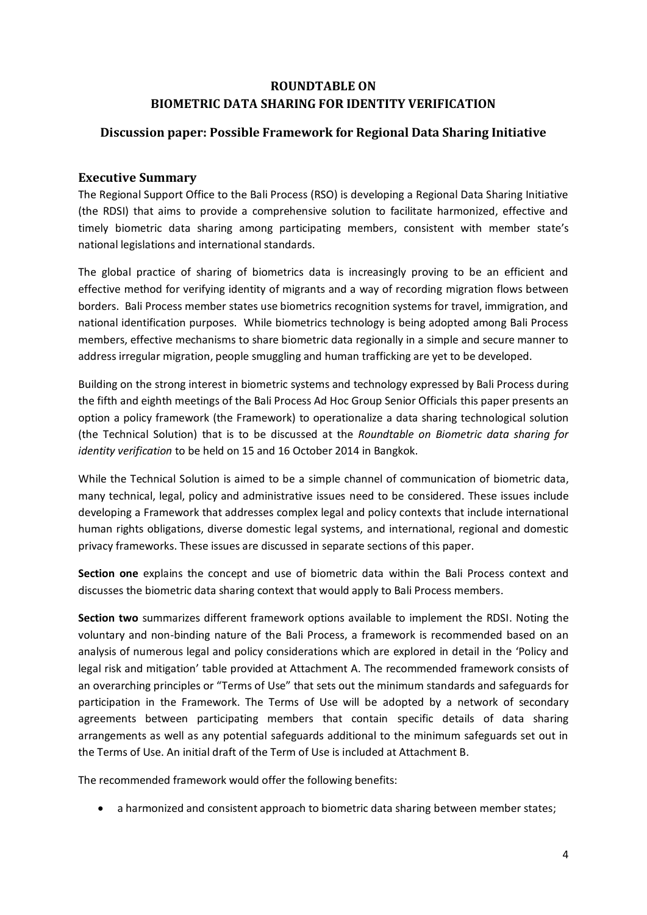# ROUNDTABLE ON BIOMETRIC DATA SHARING FOR IDENTITY VERIFICATION

## Discussion paper: Possible Framework for Regional Data Sharing Initiative

### Executive Summary

The Regional Support Office to the Bali Process (RSO) is developing a Regional Data Sharing Initiative (the RDSI) that aims to provide a comprehensive solution to facilitate harmonized, effective and timely biometric data sharing among participating members, consistent with member state's national legislations and international standards.

The global practice of sharing of biometrics data is increasingly proving to be an efficient and effective method for verifying identity of migrants and a way of recording migration flows between borders. Bali Process member states use biometrics recognition systems for travel, immigration, and national identification purposes. While biometrics technology is being adopted among Bali Process members, effective mechanisms to share biometric data regionally in a simple and secure manner to address irregular migration, people smuggling and human trafficking are yet to be developed.

Building on the strong interest in biometric systems and technology expressed by Bali Process during the fifth and eighth meetings of the Bali Process Ad Hoc Group Senior Officials this paper presents an option a policy framework (the Framework) to operationalize a data sharing technological solution (the Technical Solution) that is to be discussed at the *Roundtable on Biometric data sharing for identity verification* to be held on 15 and 16 October 2014 in Bangkok.

While the Technical Solution is aimed to be a simple channel of communication of biometric data, many technical, legal, policy and administrative issues need to be considered. These issues include developing a Framework that addresses complex legal and policy contexts that include international human rights obligations, diverse domestic legal systems, and international, regional and domestic privacy frameworks. These issues are discussed in separate sections of this paper.

**Section one** explains the concept and use of biometric data within the Bali Process context and discusses the biometric data sharing context that would apply to Bali Process members.

**Section two** summarizes different framework options available to implement the RDSI. Noting the voluntary and non-binding nature of the Bali Process, a framework is recommended based on an analysis of numerous legal and policy considerations which are explored in detail in the 'Policy and legal risk and mitigation' table provided at Attachment A. The recommended framework consists of an overarching principles or "Terms of Use" that sets out the minimum standards and safeguards for participation in the Framework. The Terms of Use will be adopted by a network of secondary agreements between participating members that contain specific details of data sharing arrangements as well as any potential safeguards additional to the minimum safeguards set out in the Terms of Use. An initial draft of the Term of Use is included at Attachment B.

The recommended framework would offer the following benefits:

- a harmonized and consistent approach to biometric data sharing between member states;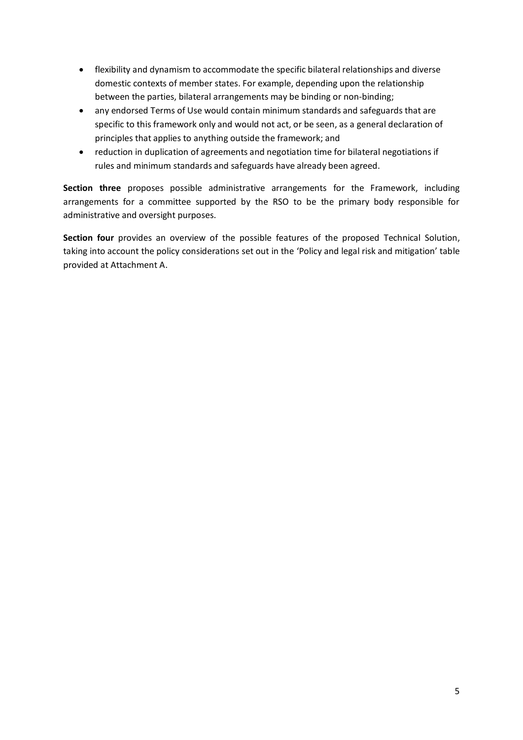- flexibility and dynamism to accommodate the specific bilateral relationships and diverse domestic contexts of member states. For example, depending upon the relationship between the parties, bilateral arrangements may be binding or non-binding;
- any endorsed Terms of Use would contain minimum standards and safeguards that are specific to this framework only and would not act, or be seen, as a general declaration of principles that applies to anything outside the framework; and
- reduction in duplication of agreements and negotiation time for bilateral negotiations if rules and minimum standards and safeguards have already been agreed.

**Section three** proposes possible administrative arrangements for the Framework, including arrangements for a committee supported by the RSO to be the primary body responsible for administrative and oversight purposes.

**Section four** provides an overview of the possible features of the proposed Technical Solution, taking into account the policy considerations set out in the 'Policy and legal risk and mitigation' table provided at Attachment A.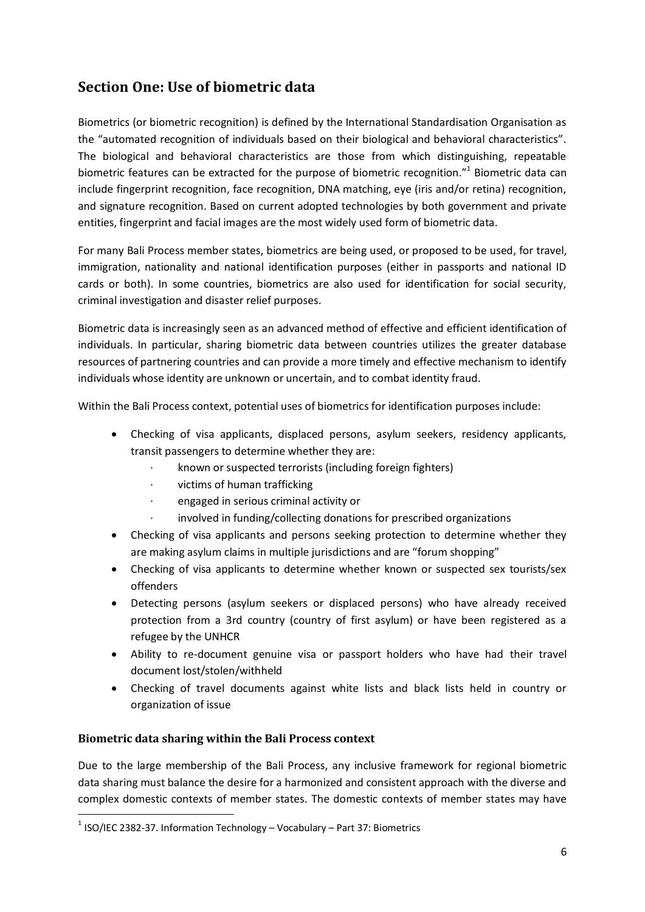## Section One: Use of biometric data

Biometrics (or biometric recognition) is defined by the International Standardisation Organisation as the "automated recognition of individuals based on their biological and behavioral characteristics". The biological and behavioral characteristics are those from which distinguishing, repeatable biometric features can be extracted for the purpose of biometric recognition."[1] Biometric data can include fingerprint recognition, face recognition, DNA matching, eye (iris and/or retina) recognition, and signature recognition. Based on current adopted technologies by both government and private entities, fingerprint and facial images are the most widely used form of biometric data.

For many Bali Process member states, biometrics are being used, or proposed to be used, for travel, immigration, nationality and national identification purposes (either in passports and national ID cards or both). In some countries, biometrics are also used for identification for social security, criminal investigation and disaster relief purposes.

Biometric data is increasingly seen as an advanced method of effective and efficient identification of individuals. In particular, sharing biometric data between countries utilizes the greater database resources of partnering countries and can provide a more timely and effective mechanism to identify individuals whose identity are unknown or uncertain, and to combat identity fraud.

Within the Bali Process context, potential uses of biometrics for identification purposes include:

- Checking of visa applicants, displaced persons, asylum seekers, residency applicants, transit passengers to determine whether they are:
  - known or suspected terrorists (including foreign fighters)
  - victims of human trafficking
  - engaged in serious criminal activity or
  - involved in funding/collecting donations for prescribed organizations
- Checking of visa applicants and persons seeking protection to determine whether they are making asylum claims in multiple jurisdictions and are "forum shopping"
- Checking of visa applicants to determine whether known or suspected sex tourists/sex offenders
- Detecting persons (asylum seekers or displaced persons) who have already received protection from a 3rd country (country of first asylum) or have been registered as a refugee by the UNHCR
- Ability to re-document genuine visa or passport holders who have had their travel document lost/stolen/withheld
- Checking of travel documents against white lists and black lists held in country or organization of issue

### Biometric data sharing within the Bali Process context

Due to the large membership of the Bali Process, any inclusive framework for regional biometric data sharing must balance the desire for a harmonized and consistent approach with the diverse and complex domestic contexts of member states. The domestic contexts of member states may have

[1] ISO/IEC 2382-37. Information Technology – Vocabulary – Part 37: Biometrics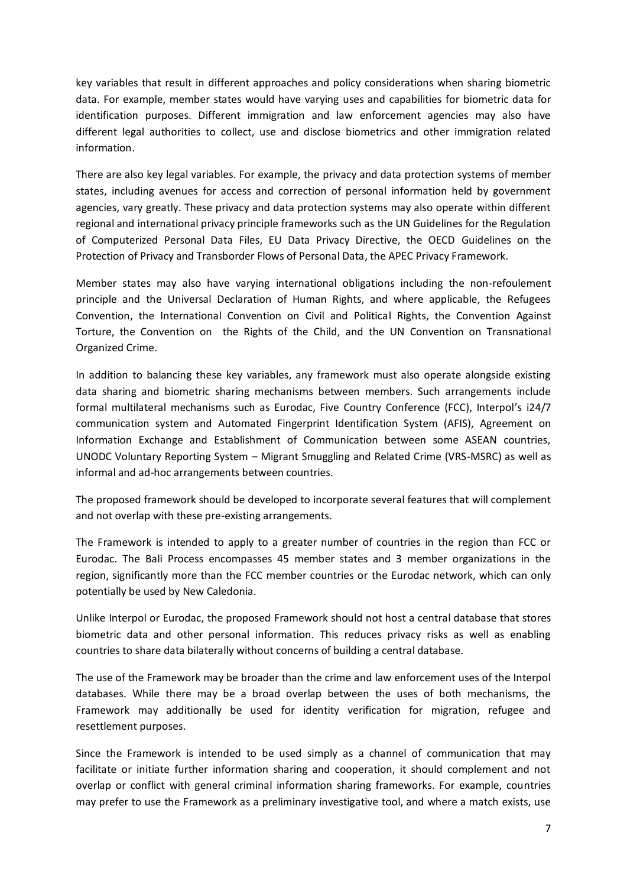key variables that result in different approaches and policy considerations when sharing biometric data. For example, member states would have varying uses and capabilities for biometric data for identification purposes. Different immigration and law enforcement agencies may also have different legal authorities to collect, use and disclose biometrics and other immigration related information.

There are also key legal variables. For example, the privacy and data protection systems of member states, including avenues for access and correction of personal information held by government agencies, vary greatly. These privacy and data protection systems may also operate within different regional and international privacy principle frameworks such as the UN Guidelines for the Regulation of Computerized Personal Data Files, EU Data Privacy Directive, the OECD Guidelines on the Protection of Privacy and Transborder Flows of Personal Data, the APEC Privacy Framework.

Member states may also have varying international obligations including the non-refoulement principle and the Universal Declaration of Human Rights, and where applicable, the Refugees Convention, the International Convention on Civil and Political Rights, the Convention Against Torture, the Convention on the Rights of the Child, and the UN Convention on Transnational Organized Crime.

In addition to balancing these key variables, any framework must also operate alongside existing data sharing and biometric sharing mechanisms between members. Such arrangements include formal multilateral mechanisms such as Eurodac, Five Country Conference (FCC), Interpol's i24/7 communication system and Automated Fingerprint Identification System (AFIS), Agreement on Information Exchange and Establishment of Communication between some ASEAN countries, UNODC Voluntary Reporting System – Migrant Smuggling and Related Crime (VRS-MSRC) as well as informal and ad-hoc arrangements between countries.

The proposed framework should be developed to incorporate several features that will complement and not overlap with these pre-existing arrangements.

The Framework is intended to apply to a greater number of countries in the region than FCC or Eurodac. The Bali Process encompasses 45 member states and 3 member organizations in the region, significantly more than the FCC member countries or the Eurodac network, which can only potentially be used by New Caledonia.

Unlike Interpol or Eurodac, the proposed Framework should not host a central database that stores biometric data and other personal information. This reduces privacy risks as well as enabling countries to share data bilaterally without concerns of building a central database.

The use of the Framework may be broader than the crime and law enforcement uses of the Interpol databases. While there may be a broad overlap between the uses of both mechanisms, the Framework may additionally be used for identity verification for migration, refugee and resettlement purposes.

Since the Framework is intended to be used simply as a channel of communication that may facilitate or initiate further information sharing and cooperation, it should complement and not overlap or conflict with general criminal information sharing frameworks. For example, countries may prefer to use the Framework as a preliminary investigative tool, and where a match exists, use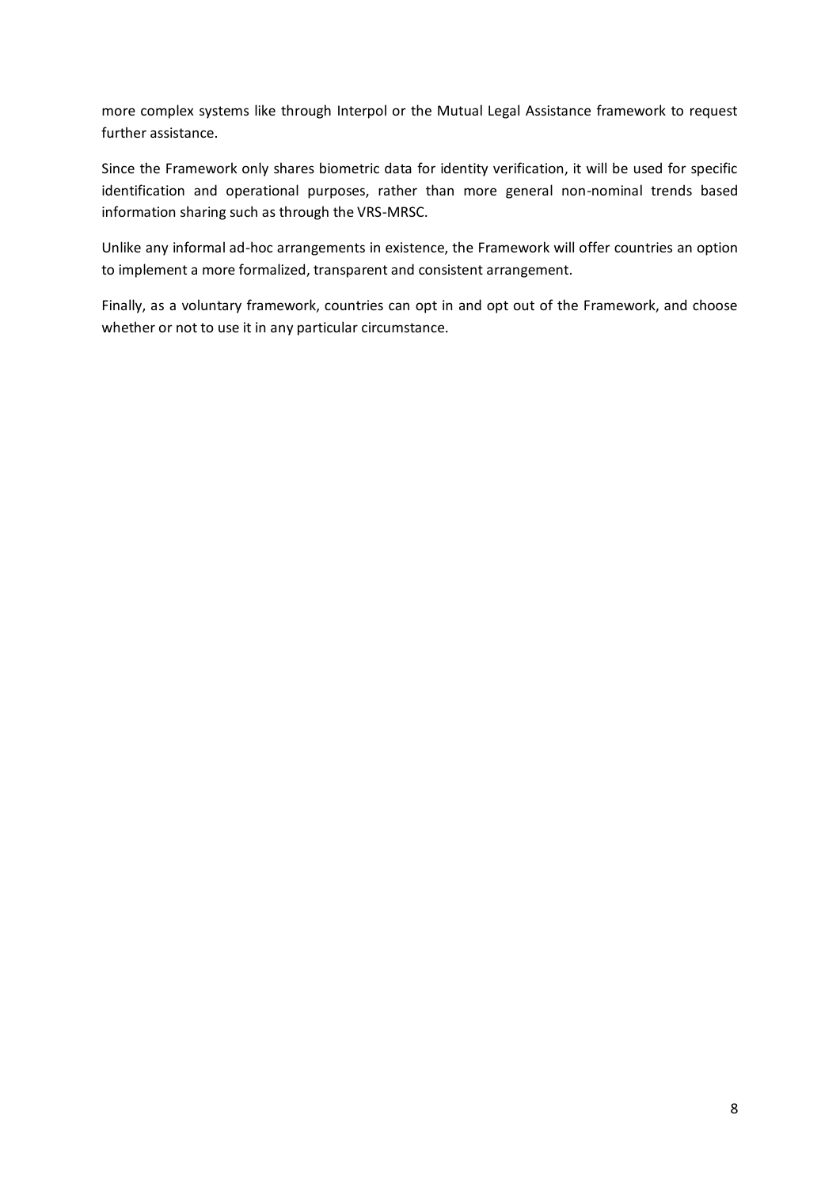more complex systems like through Interpol or the Mutual Legal Assistance framework to request further assistance.

Since the Framework only shares biometric data for identity verification, it will be used for specific identification and operational purposes, rather than more general non-nominal trends based information sharing such as through the VRS-MRSC.

Unlike any informal ad-hoc arrangements in existence, the Framework will offer countries an option to implement a more formalized, transparent and consistent arrangement.

Finally, as a voluntary framework, countries can opt in and opt out of the Framework, and choose whether or not to use it in any particular circumstance.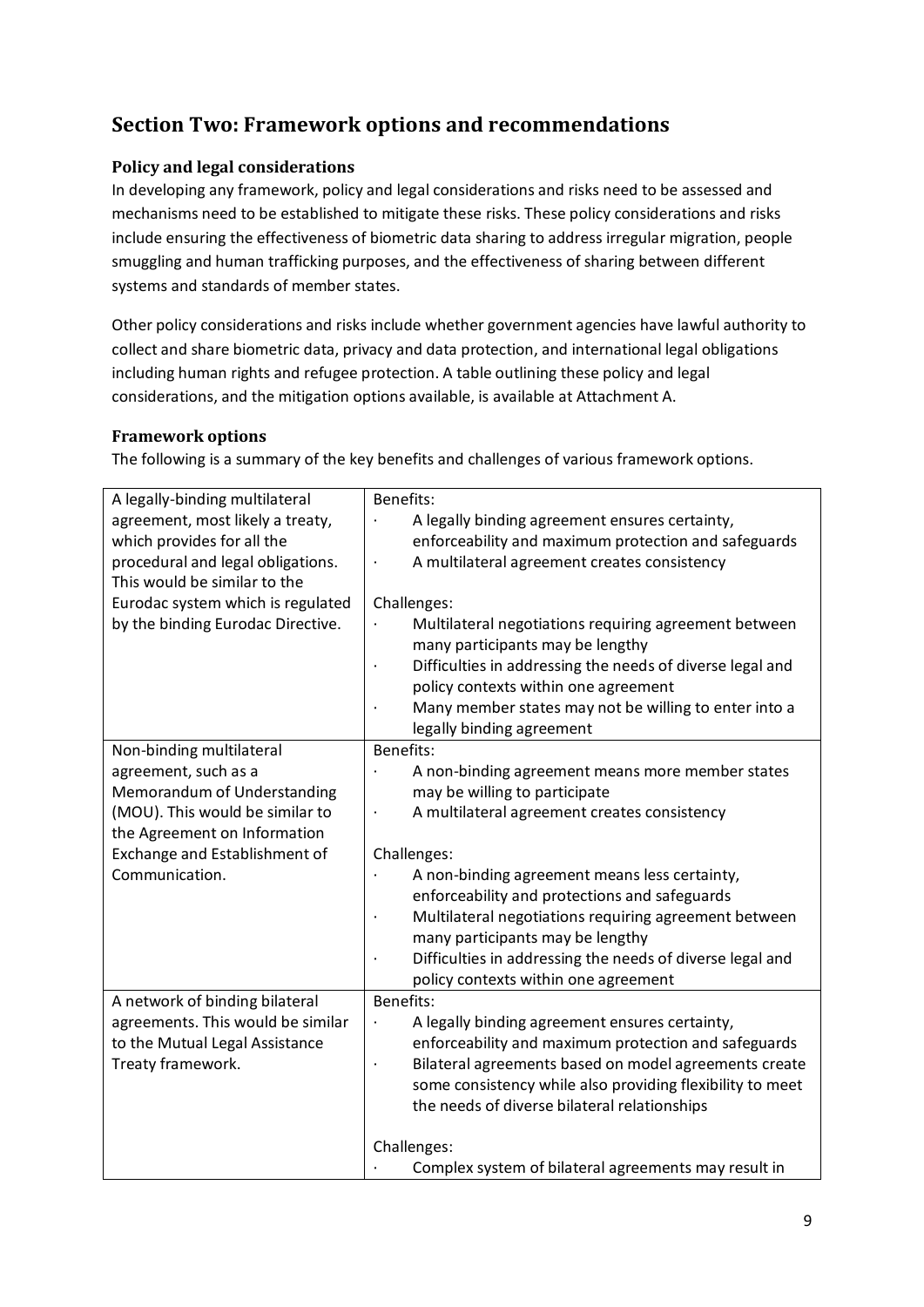## Section Two: Framework options and recommendations

### Policy and legal considerations

In developing any framework, policy and legal considerations and risks need to be assessed and mechanisms need to be established to mitigate these risks. These policy considerations and risks include ensuring the effectiveness of biometric data sharing to address irregular migration, people smuggling and human trafficking purposes, and the effectiveness of sharing between different systems and standards of member states.

Other policy considerations and risks include whether government agencies have lawful authority to collect and share biometric data, privacy and data protection, and international legal obligations including human rights and refugee protection. A table outlining these policy and legal considerations, and the mitigation options available, is available at Attachment A.

### Framework options

The following is a summary of the key benefits and challenges of various framework options.

| Framework option | Benefits and challenges |
| --- | --- |
| A legally-binding multilateral agreement, most likely a treaty, which provides for all the procedural and legal obligations. This would be similar to the Eurodac system which is regulated by the binding Eurodac Directive. | Benefits:<br>· A legally binding agreement ensures certainty, enforceability and maximum protection and safeguards<br>· A multilateral agreement creates consistency<br><br>Challenges:<br>· Multilateral negotiations requiring agreement between many participants may be lengthy<br>· Difficulties in addressing the needs of diverse legal and policy contexts within one agreement<br>· Many member states may not be willing to enter into a legally binding agreement |
| Non-binding multilateral agreement, such as a Memorandum of Understanding (MOU). This would be similar to the Agreement on Information Exchange and Establishment of Communication. | Benefits:<br>· A non-binding agreement means more member states may be willing to participate<br>· A multilateral agreement creates consistency<br><br>Challenges:<br>· A non-binding agreement means less certainty, enforceability and protections and safeguards<br>· Multilateral negotiations requiring agreement between many participants may be lengthy<br>· Difficulties in addressing the needs of diverse legal and policy contexts within one agreement |
| A network of binding bilateral agreements. This would be similar to the Mutual Legal Assistance Treaty framework. | Benefits:<br>· A legally binding agreement ensures certainty, enforceability and maximum protection and safeguards<br>· Bilateral agreements based on model agreements create some consistency while also providing flexibility to meet the needs of diverse bilateral relationships<br><br>Challenges:<br>· Complex system of bilateral agreements may result in |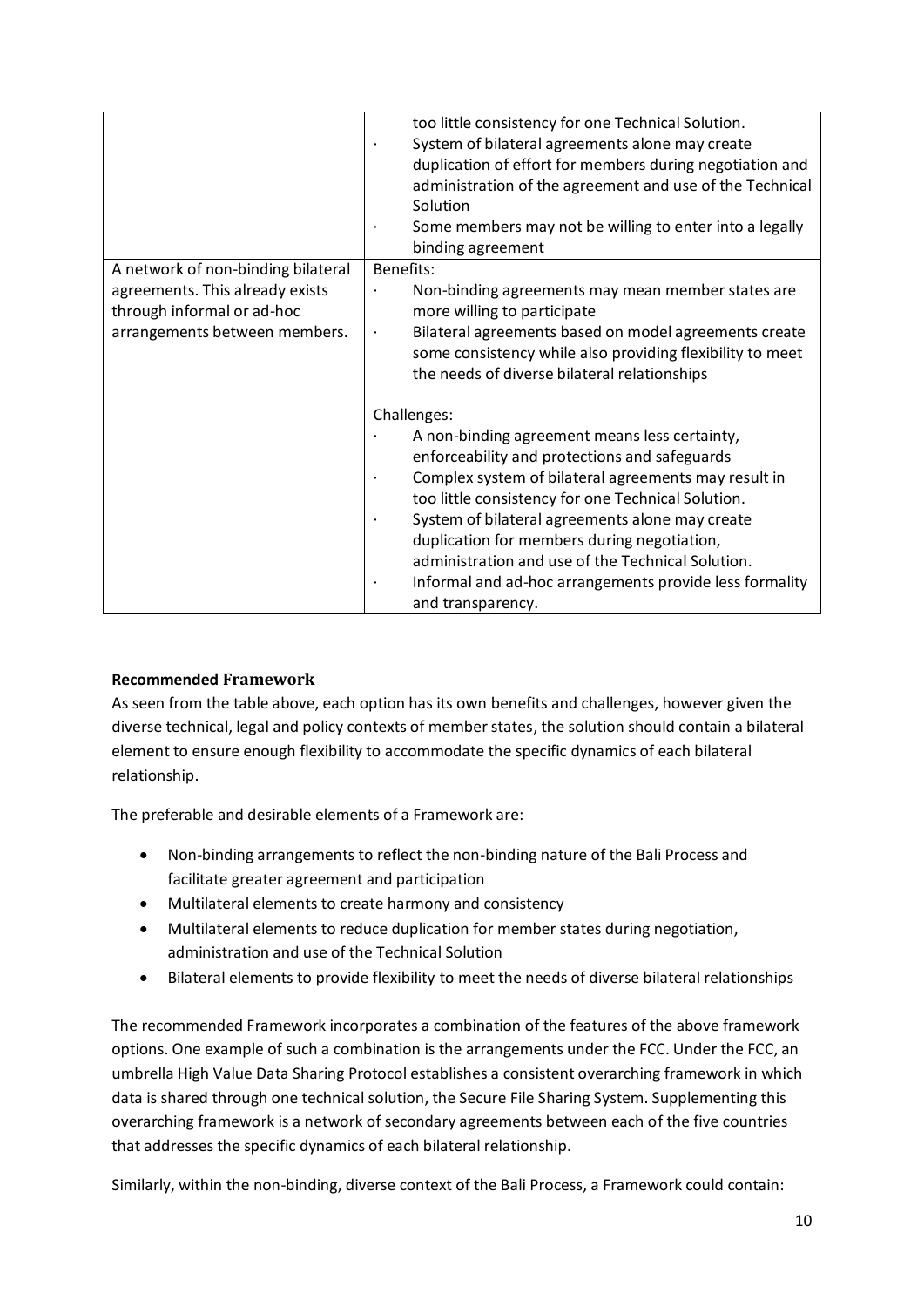| | |
|---|---|
| | too little consistency for one Technical Solution.<br>· System of bilateral agreements alone may create duplication of effort for members during negotiation and administration of the agreement and use of the Technical Solution<br>· Some members may not be willing to enter into a legally binding agreement |
| A network of non-binding bilateral agreements. This already exists through informal or ad-hoc arrangements between members. | Benefits:<br>· Non-binding agreements may mean member states are more willing to participate<br>· Bilateral agreements based on model agreements create some consistency while also providing flexibility to meet the needs of diverse bilateral relationships<br><br>Challenges:<br>· A non-binding agreement means less certainty, enforceability and protections and safeguards<br>· Complex system of bilateral agreements may result in too little consistency for one Technical Solution.<br>· System of bilateral agreements alone may create duplication for members during negotiation, administration and use of the Technical Solution.<br>· Informal and ad-hoc arrangements provide less formality and transparency. |

**Recommended Framework**

As seen from the table above, each option has its own benefits and challenges, however given the diverse technical, legal and policy contexts of member states, the solution should contain a bilateral element to ensure enough flexibility to accommodate the specific dynamics of each bilateral relationship.

The preferable and desirable elements of a Framework are:

- Non-binding arrangements to reflect the non-binding nature of the Bali Process and facilitate greater agreement and participation
- Multilateral elements to create harmony and consistency
- Multilateral elements to reduce duplication for member states during negotiation, administration and use of the Technical Solution
- Bilateral elements to provide flexibility to meet the needs of diverse bilateral relationships

The recommended Framework incorporates a combination of the features of the above framework options. One example of such a combination is the arrangements under the FCC. Under the FCC, an umbrella High Value Data Sharing Protocol establishes a consistent overarching framework in which data is shared through one technical solution, the Secure File Sharing System. Supplementing this overarching framework is a network of secondary agreements between each of the five countries that addresses the specific dynamics of each bilateral relationship.

Similarly, within the non-binding, diverse context of the Bali Process, a Framework could contain: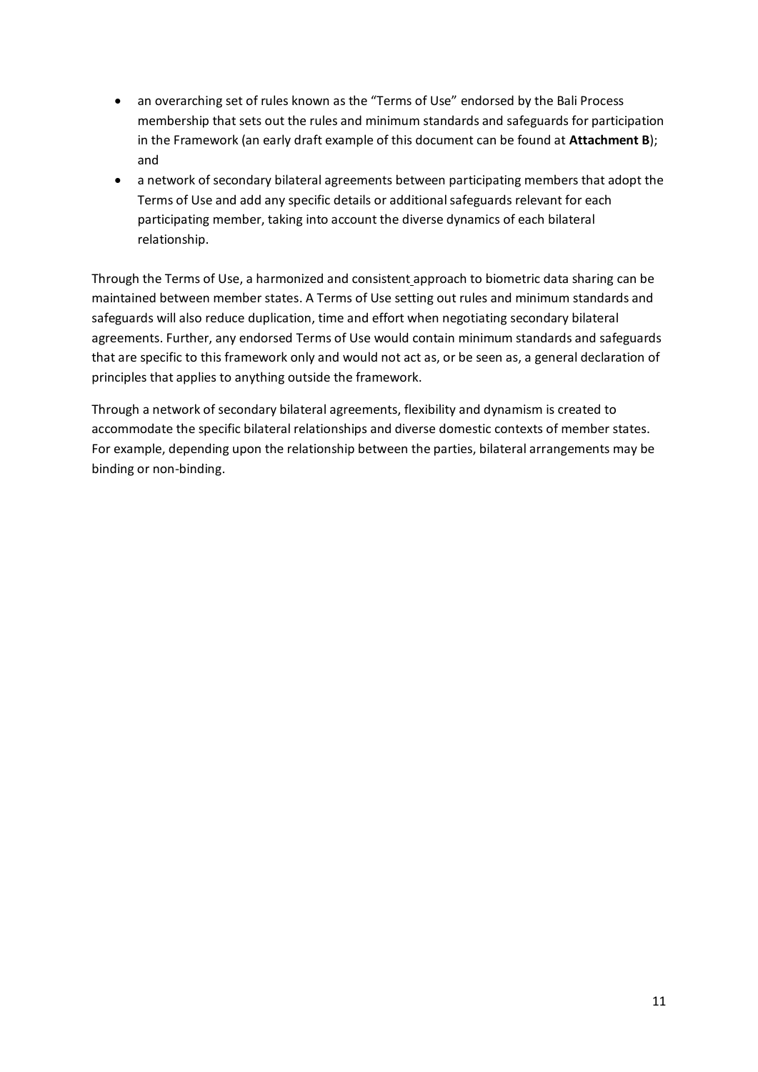- an overarching set of rules known as the "Terms of Use" endorsed by the Bali Process membership that sets out the rules and minimum standards and safeguards for participation in the Framework (an early draft example of this document can be found at **Attachment B**); and
- a network of secondary bilateral agreements between participating members that adopt the Terms of Use and add any specific details or additional safeguards relevant for each participating member, taking into account the diverse dynamics of each bilateral relationship.

Through the Terms of Use, a harmonized and consistent approach to biometric data sharing can be maintained between member states. A Terms of Use setting out rules and minimum standards and safeguards will also reduce duplication, time and effort when negotiating secondary bilateral agreements. Further, any endorsed Terms of Use would contain minimum standards and safeguards that are specific to this framework only and would not act as, or be seen as, a general declaration of principles that applies to anything outside the framework.

Through a network of secondary bilateral agreements, flexibility and dynamism is created to accommodate the specific bilateral relationships and diverse domestic contexts of member states. For example, depending upon the relationship between the parties, bilateral arrangements may be binding or non-binding.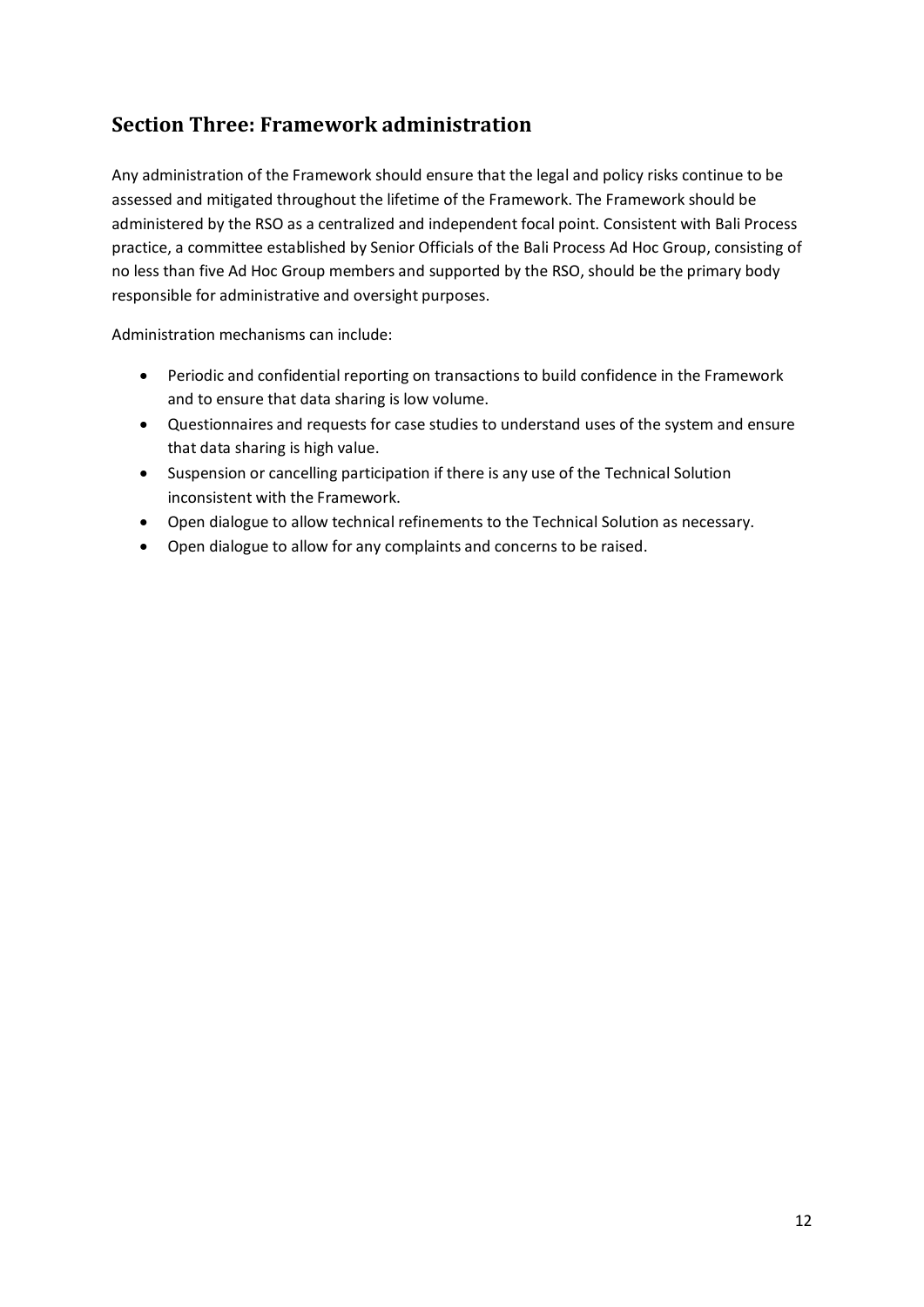## Section Three: Framework administration

Any administration of the Framework should ensure that the legal and policy risks continue to be assessed and mitigated throughout the lifetime of the Framework. The Framework should be administered by the RSO as a centralized and independent focal point. Consistent with Bali Process practice, a committee established by Senior Officials of the Bali Process Ad Hoc Group, consisting of no less than five Ad Hoc Group members and supported by the RSO, should be the primary body responsible for administrative and oversight purposes.

Administration mechanisms can include:

- Periodic and confidential reporting on transactions to build confidence in the Framework and to ensure that data sharing is low volume.
- Questionnaires and requests for case studies to understand uses of the system and ensure that data sharing is high value.
- Suspension or cancelling participation if there is any use of the Technical Solution inconsistent with the Framework.
- Open dialogue to allow technical refinements to the Technical Solution as necessary.
- Open dialogue to allow for any complaints and concerns to be raised.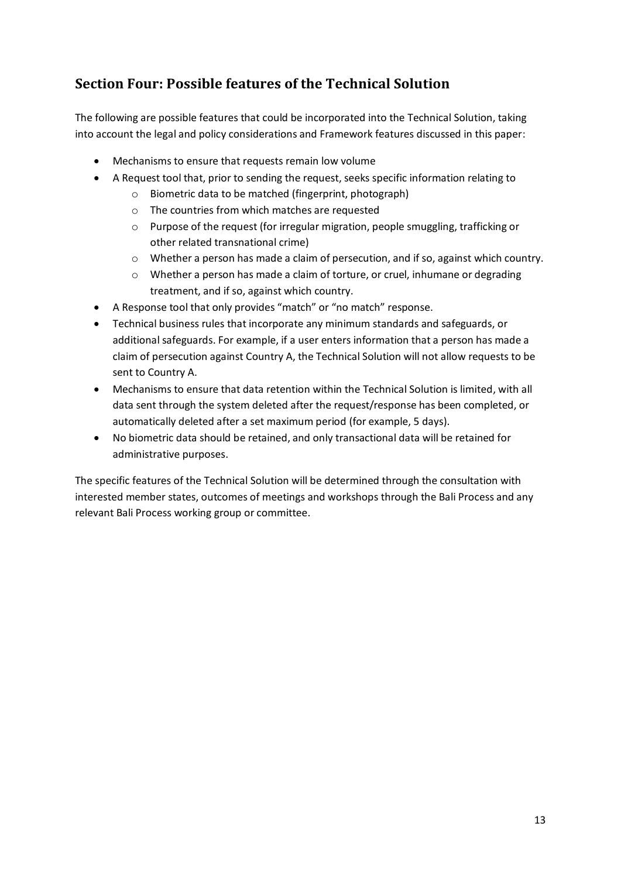## Section Four: Possible features of the Technical Solution

The following are possible features that could be incorporated into the Technical Solution, taking into account the legal and policy considerations and Framework features discussed in this paper:

- Mechanisms to ensure that requests remain low volume
- A Request tool that, prior to sending the request, seeks specific information relating to
  - Biometric data to be matched (fingerprint, photograph)
  - The countries from which matches are requested
  - Purpose of the request (for irregular migration, people smuggling, trafficking or other related transnational crime)
  - Whether a person has made a claim of persecution, and if so, against which country.
  - Whether a person has made a claim of torture, or cruel, inhumane or degrading treatment, and if so, against which country.
- A Response tool that only provides "match" or "no match" response.
- Technical business rules that incorporate any minimum standards and safeguards, or additional safeguards. For example, if a user enters information that a person has made a claim of persecution against Country A, the Technical Solution will not allow requests to be sent to Country A.
- Mechanisms to ensure that data retention within the Technical Solution is limited, with all data sent through the system deleted after the request/response has been completed, or automatically deleted after a set maximum period (for example, 5 days).
- No biometric data should be retained, and only transactional data will be retained for administrative purposes.

The specific features of the Technical Solution will be determined through the consultation with interested member states, outcomes of meetings and workshops through the Bali Process and any relevant Bali Process working group or committee.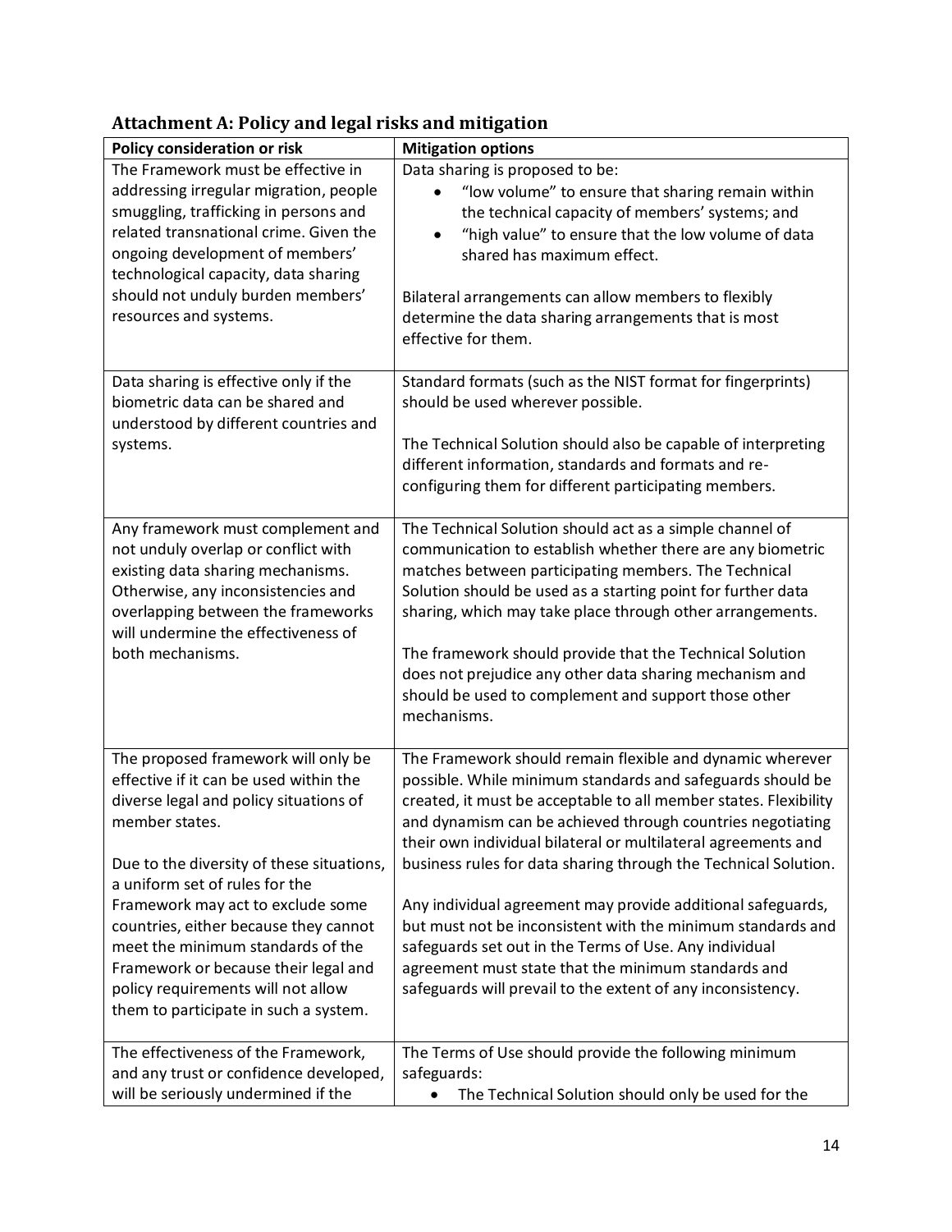## Attachment A: Policy and legal risks and mitigation

| Policy consideration or risk | Mitigation options |
|---|---|
| The Framework must be effective in addressing irregular migration, people smuggling, trafficking in persons and related transnational crime. Given the ongoing development of members' technological capacity, data sharing should not unduly burden members' resources and systems. | Data sharing is proposed to be:<br>• "low volume" to ensure that sharing remain within the technical capacity of members' systems; and<br>• "high value" to ensure that the low volume of data shared has maximum effect.<br><br>Bilateral arrangements can allow members to flexibly determine the data sharing arrangements that is most effective for them. |
| Data sharing is effective only if the biometric data can be shared and understood by different countries and systems. | Standard formats (such as the NIST format for fingerprints) should be used wherever possible.<br><br>The Technical Solution should also be capable of interpreting different information, standards and formats and re-configuring them for different participating members. |
| Any framework must complement and not unduly overlap or conflict with existing data sharing mechanisms. Otherwise, any inconsistencies and overlapping between the frameworks will undermine the effectiveness of both mechanisms. | The Technical Solution should act as a simple channel of communication to establish whether there are any biometric matches between participating members. The Technical Solution should be used as a starting point for further data sharing, which may take place through other arrangements.<br><br>The framework should provide that the Technical Solution does not prejudice any other data sharing mechanism and should be used to complement and support those other mechanisms. |
| The proposed framework will only be effective if it can be used within the diverse legal and policy situations of member states.<br><br>Due to the diversity of these situations, a uniform set of rules for the Framework may act to exclude some countries, either because they cannot meet the minimum standards of the Framework or because their legal and policy requirements will not allow them to participate in such a system. | The Framework should remain flexible and dynamic wherever possible. While minimum standards and safeguards should be created, it must be acceptable to all member states. Flexibility and dynamism can be achieved through countries negotiating their own individual bilateral or multilateral agreements and business rules for data sharing through the Technical Solution.<br><br>Any individual agreement may provide additional safeguards, but must not be inconsistent with the minimum standards and safeguards set out in the Terms of Use. Any individual agreement must state that the minimum standards and safeguards will prevail to the extent of any inconsistency. |
| The effectiveness of the Framework, and any trust or confidence developed, will be seriously undermined if the | The Terms of Use should provide the following minimum safeguards:<br>• The Technical Solution should only be used for the |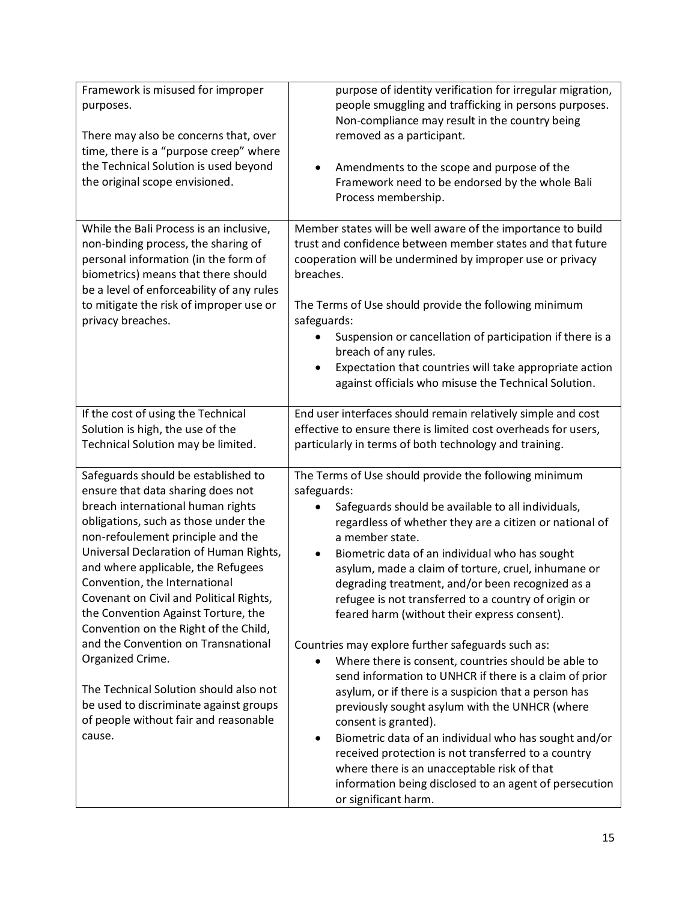| | |
|---|---|
| Framework is misused for improper purposes.<br><br>There may also be concerns that, over time, there is a "purpose creep" where the Technical Solution is used beyond the original scope envisioned. | purpose of identity verification for irregular migration, people smuggling and trafficking in persons purposes. Non-compliance may result in the country being removed as a participant.<br><br>• Amendments to the scope and purpose of the Framework need to be endorsed by the whole Bali Process membership. |
| While the Bali Process is an inclusive, non-binding process, the sharing of personal information (in the form of biometrics) means that there should be a level of enforceability of any rules to mitigate the risk of improper use or privacy breaches. | Member states will be well aware of the importance to build trust and confidence between member states and that future cooperation will be undermined by improper use or privacy breaches.<br><br>The Terms of Use should provide the following minimum safeguards:<br>• Suspension or cancellation of participation if there is a breach of any rules.<br>• Expectation that countries will take appropriate action against officials who misuse the Technical Solution. |
| If the cost of using the Technical Solution is high, the use of the Technical Solution may be limited. | End user interfaces should remain relatively simple and cost effective to ensure there is limited cost overheads for users, particularly in terms of both technology and training. |
| Safeguards should be established to ensure that data sharing does not breach international human rights obligations, such as those under the non-refoulement principle and the Universal Declaration of Human Rights, and where applicable, the Refugees Convention, the International Covenant on Civil and Political Rights, the Convention Against Torture, the Convention on the Right of the Child, and the Convention on Transnational Organized Crime.<br><br>The Technical Solution should also not be used to discriminate against groups of people without fair and reasonable cause. | The Terms of Use should provide the following minimum safeguards:<br>• Safeguards should be available to all individuals, regardless of whether they are a citizen or national of a member state.<br>• Biometric data of an individual who has sought asylum, made a claim of torture, cruel, inhumane or degrading treatment, and/or been recognized as a refugee is not transferred to a country of origin or feared harm (without their express consent).<br><br>Countries may explore further safeguards such as:<br>• Where there is consent, countries should be able to send information to UNHCR if there is a claim of prior asylum, or if there is a suspicion that a person has previously sought asylum with the UNHCR (where consent is granted).<br>• Biometric data of an individual who has sought and/or received protection is not transferred to a country where there is an unacceptable risk of that information being disclosed to an agent of persecution or significant harm. |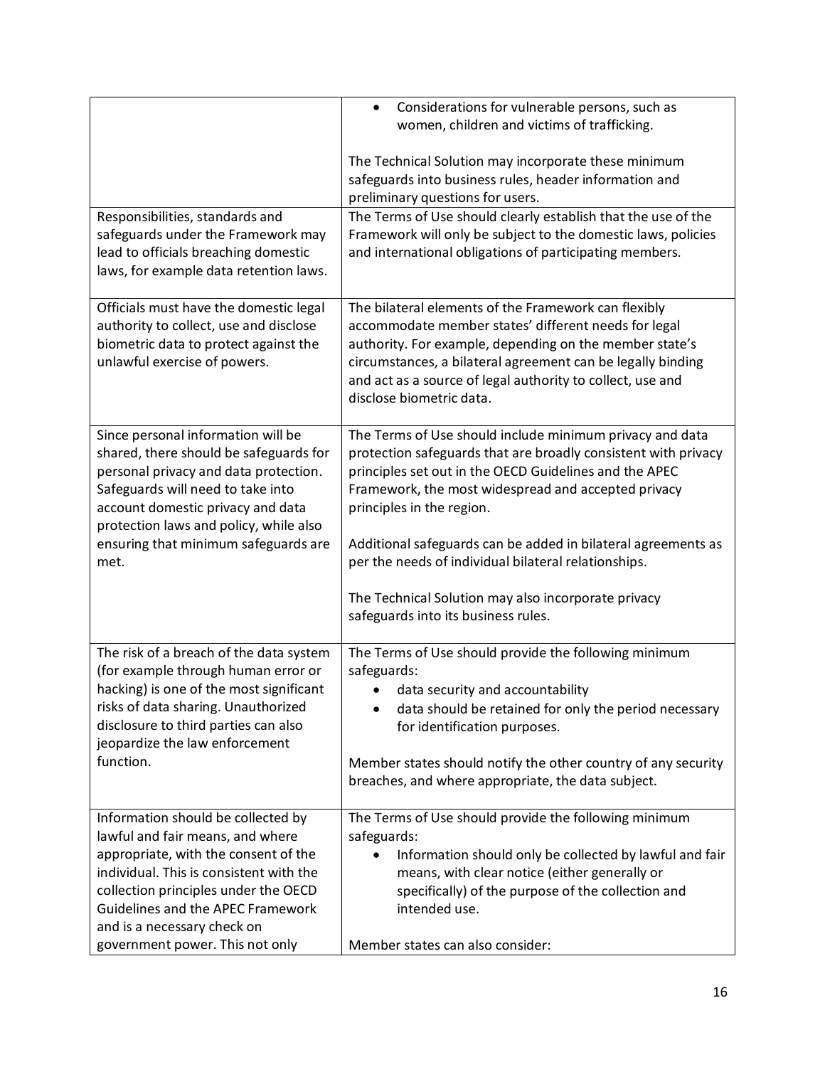| | |
|---|---|
| | • Considerations for vulnerable persons, such as women, children and victims of trafficking.<br><br>The Technical Solution may incorporate these minimum safeguards into business rules, header information and preliminary questions for users. |
| Responsibilities, standards and safeguards under the Framework may lead to officials breaching domestic laws, for example data retention laws. | The Terms of Use should clearly establish that the use of the Framework will only be subject to the domestic laws, policies and international obligations of participating members. |
| Officials must have the domestic legal authority to collect, use and disclose biometric data to protect against the unlawful exercise of powers. | The bilateral elements of the Framework can flexibly accommodate member states' different needs for legal authority. For example, depending on the member state's circumstances, a bilateral agreement can be legally binding and act as a source of legal authority to collect, use and disclose biometric data. |
| Since personal information will be shared, there should be safeguards for personal privacy and data protection. Safeguards will need to take into account domestic privacy and data protection laws and policy, while also ensuring that minimum safeguards are met. | The Terms of Use should include minimum privacy and data protection safeguards that are broadly consistent with privacy principles set out in the OECD Guidelines and the APEC Framework, the most widespread and accepted privacy principles in the region.<br><br>Additional safeguards can be added in bilateral agreements as per the needs of individual bilateral relationships.<br><br>The Technical Solution may also incorporate privacy safeguards into its business rules. |
| The risk of a breach of the data system (for example through human error or hacking) is one of the most significant risks of data sharing. Unauthorized disclosure to third parties can also jeopardize the law enforcement function. | The Terms of Use should provide the following minimum safeguards:<br>• data security and accountability<br>• data should be retained for only the period necessary for identification purposes.<br><br>Member states should notify the other country of any security breaches, and where appropriate, the data subject. |
| Information should be collected by lawful and fair means, and where appropriate, with the consent of the individual. This is consistent with the collection principles under the OECD Guidelines and the APEC Framework and is a necessary check on government power. This not only | The Terms of Use should provide the following minimum safeguards:<br>• Information should only be collected by lawful and fair means, with clear notice (either generally or specifically) of the purpose of the collection and intended use.<br><br>Member states can also consider: |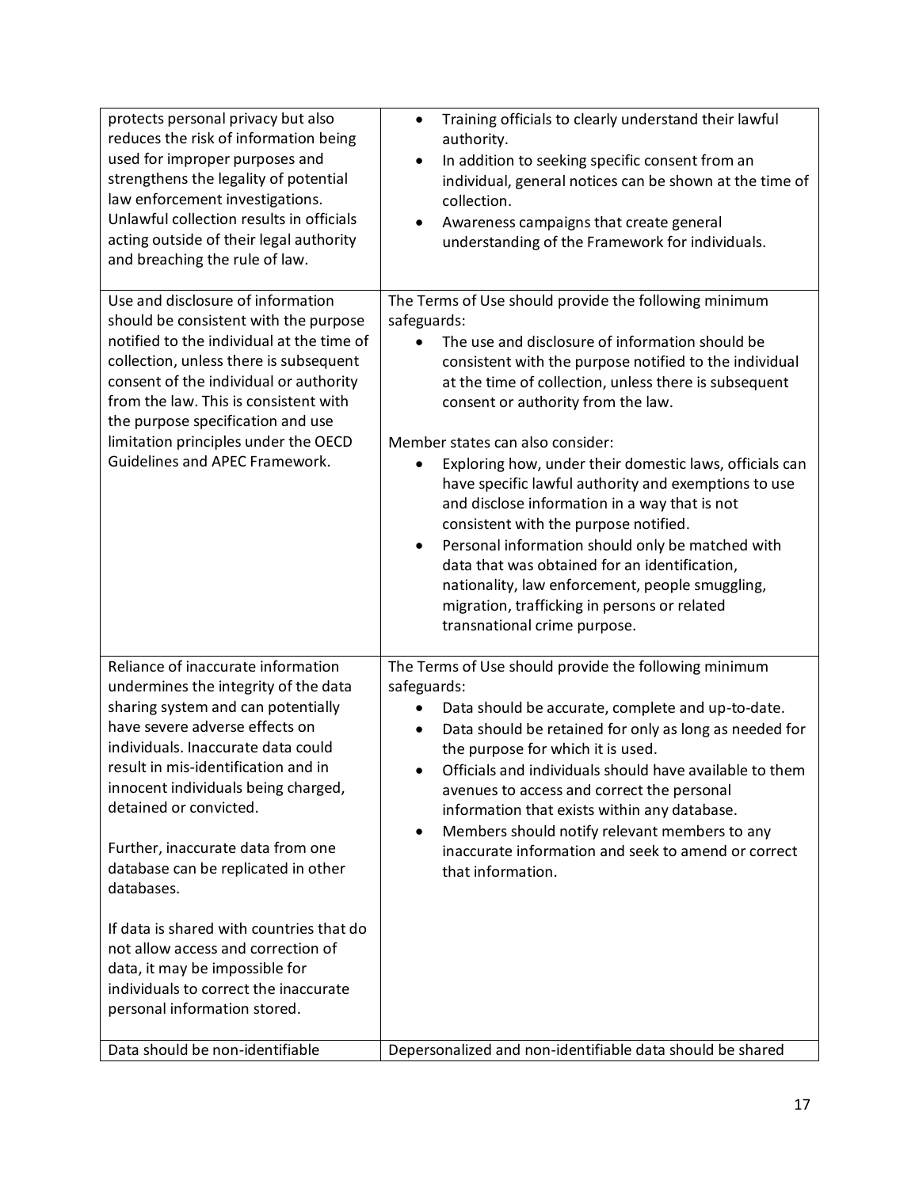| | |
|---|---|
| protects personal privacy but also reduces the risk of information being used for improper purposes and strengthens the legality of potential law enforcement investigations. Unlawful collection results in officials acting outside of their legal authority and breaching the rule of law. | • Training officials to clearly understand their lawful authority.<br>• In addition to seeking specific consent from an individual, general notices can be shown at the time of collection.<br>• Awareness campaigns that create general understanding of the Framework for individuals. |
| Use and disclosure of information should be consistent with the purpose notified to the individual at the time of collection, unless there is subsequent consent of the individual or authority from the law. This is consistent with the purpose specification and use limitation principles under the OECD Guidelines and APEC Framework. | The Terms of Use should provide the following minimum safeguards:<br>• The use and disclosure of information should be consistent with the purpose notified to the individual at the time of collection, unless there is subsequent consent or authority from the law.<br><br>Member states can also consider:<br>• Exploring how, under their domestic laws, officials can have specific lawful authority and exemptions to use and disclose information in a way that is not consistent with the purpose notified.<br>• Personal information should only be matched with data that was obtained for an identification, nationality, law enforcement, people smuggling, migration, trafficking in persons or related transnational crime purpose. |
| Reliance of inaccurate information undermines the integrity of the data sharing system and can potentially have severe adverse effects on individuals. Inaccurate data could result in mis-identification and in innocent individuals being charged, detained or convicted.<br><br>Further, inaccurate data from one database can be replicated in other databases.<br><br>If data is shared with countries that do not allow access and correction of data, it may be impossible for individuals to correct the inaccurate personal information stored. | The Terms of Use should provide the following minimum safeguards:<br>• Data should be accurate, complete and up-to-date.<br>• Data should be retained for only as long as needed for the purpose for which it is used.<br>• Officials and individuals should have available to them avenues to access and correct the personal information that exists within any database.<br>• Members should notify relevant members to any inaccurate information and seek to amend or correct that information. |
| Data should be non-identifiable | Depersonalized and non-identifiable data should be shared |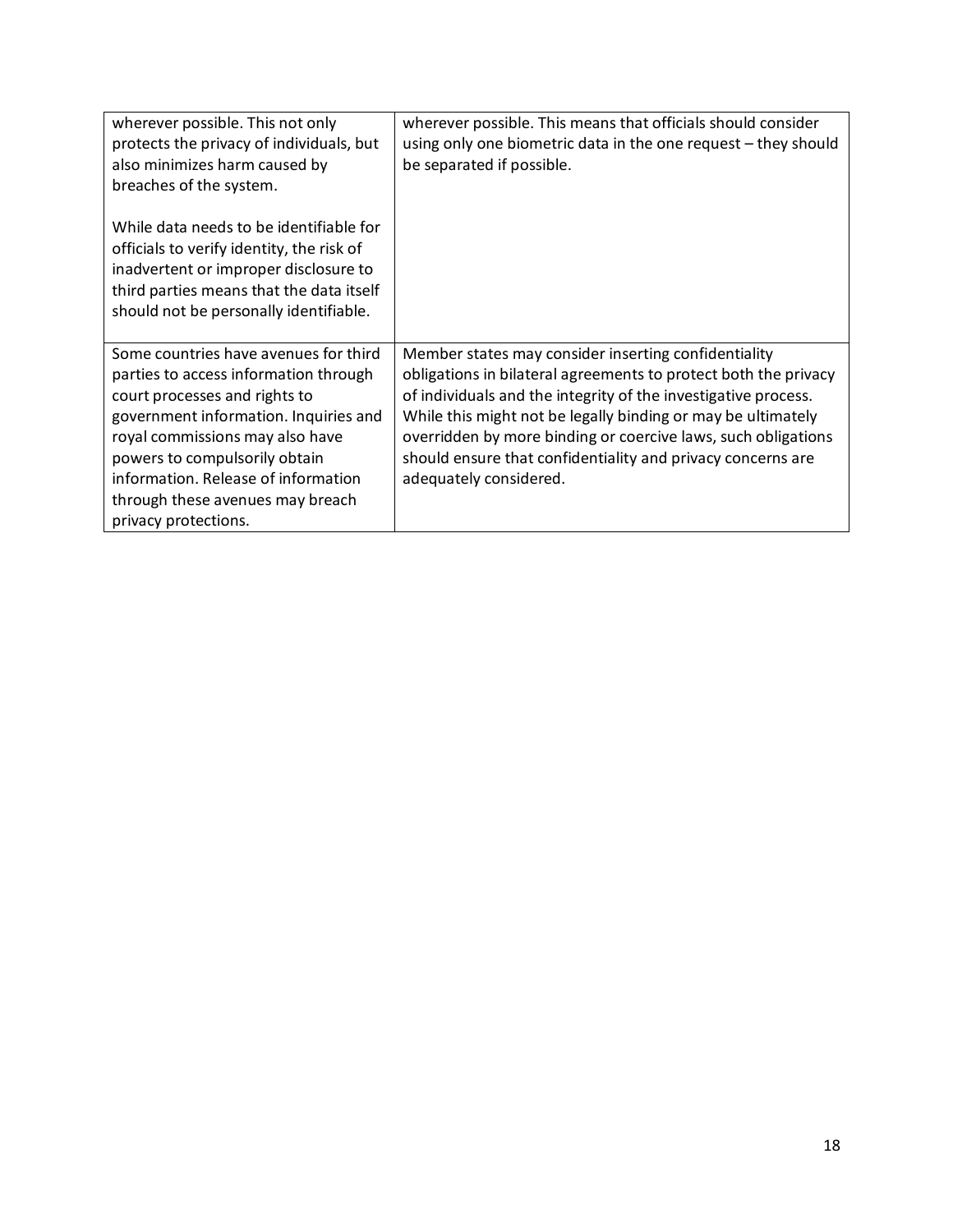| | |
|---|---|
| wherever possible. This not only protects the privacy of individuals, but also minimizes harm caused by breaches of the system.<br><br>While data needs to be identifiable for officials to verify identity, the risk of inadvertent or improper disclosure to third parties means that the data itself should not be personally identifiable. | wherever possible. This means that officials should consider using only one biometric data in the one request – they should be separated if possible. |
| Some countries have avenues for third parties to access information through court processes and rights to government information. Inquiries and royal commissions may also have powers to compulsorily obtain information. Release of information through these avenues may breach privacy protections. | Member states may consider inserting confidentiality obligations in bilateral agreements to protect both the privacy of individuals and the integrity of the investigative process. While this might not be legally binding or may be ultimately overridden by more binding or coercive laws, such obligations should ensure that confidentiality and privacy concerns are adequately considered. |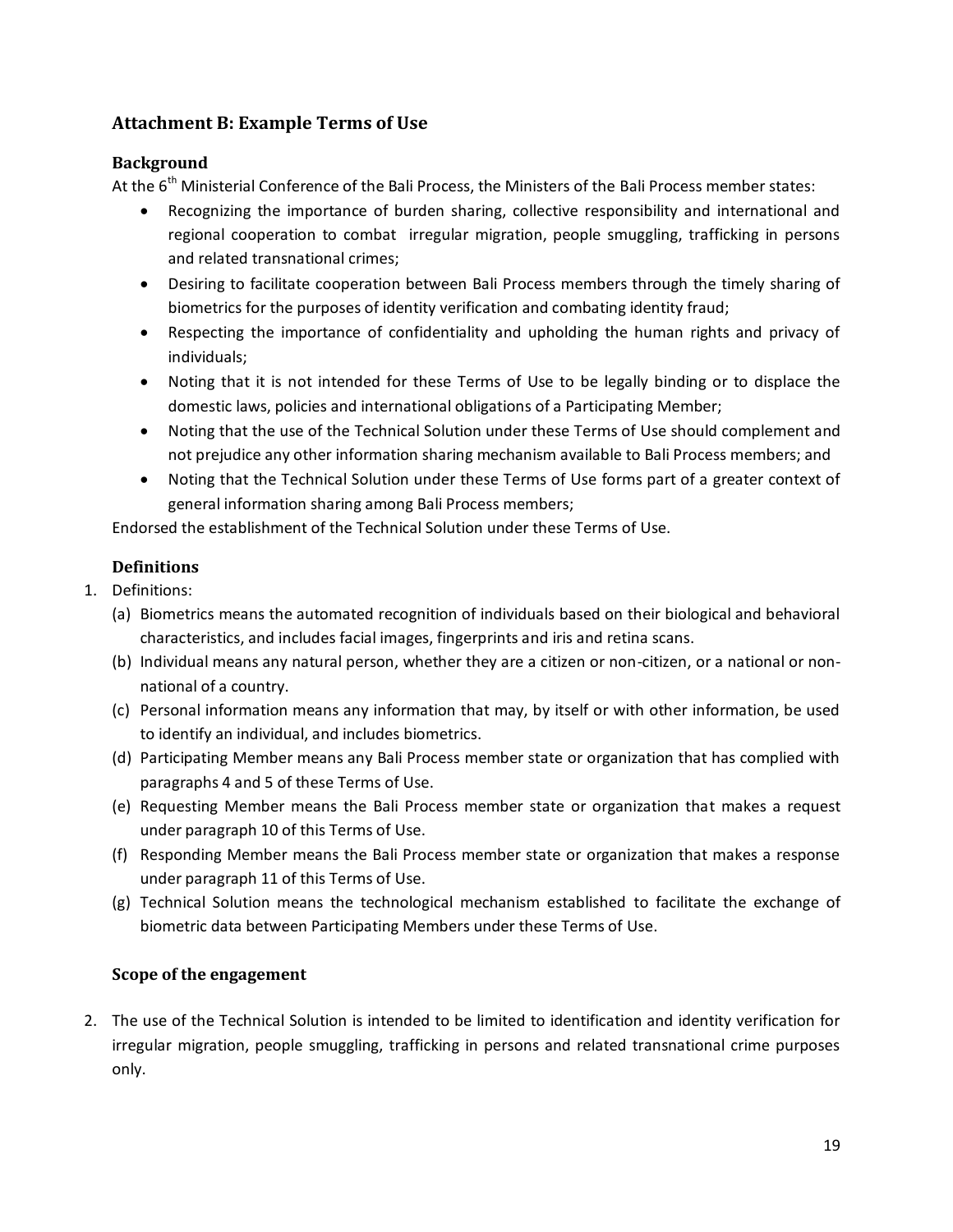## Attachment B: Example Terms of Use

### Background

At the 6th Ministerial Conference of the Bali Process, the Ministers of the Bali Process member states:

- Recognizing the importance of burden sharing, collective responsibility and international and regional cooperation to combat irregular migration, people smuggling, trafficking in persons and related transnational crimes;
- Desiring to facilitate cooperation between Bali Process members through the timely sharing of biometrics for the purposes of identity verification and combating identity fraud;
- Respecting the importance of confidentiality and upholding the human rights and privacy of individuals;
- Noting that it is not intended for these Terms of Use to be legally binding or to displace the domestic laws, policies and international obligations of a Participating Member;
- Noting that the use of the Technical Solution under these Terms of Use should complement and not prejudice any other information sharing mechanism available to Bali Process members; and
- Noting that the Technical Solution under these Terms of Use forms part of a greater context of general information sharing among Bali Process members;

Endorsed the establishment of the Technical Solution under these Terms of Use.

### Definitions

1. Definitions:
   (a) Biometrics means the automated recognition of individuals based on their biological and behavioral characteristics, and includes facial images, fingerprints and iris and retina scans.
   (b) Individual means any natural person, whether they are a citizen or non-citizen, or a national or non-national of a country.
   (c) Personal information means any information that may, by itself or with other information, be used to identify an individual, and includes biometrics.
   (d) Participating Member means any Bali Process member state or organization that has complied with paragraphs 4 and 5 of these Terms of Use.
   (e) Requesting Member means the Bali Process member state or organization that makes a request under paragraph 10 of this Terms of Use.
   (f) Responding Member means the Bali Process member state or organization that makes a response under paragraph 11 of this Terms of Use.
   (g) Technical Solution means the technological mechanism established to facilitate the exchange of biometric data between Participating Members under these Terms of Use.

### Scope of the engagement

2. The use of the Technical Solution is intended to be limited to identification and identity verification for irregular migration, people smuggling, trafficking in persons and related transnational crime purposes only.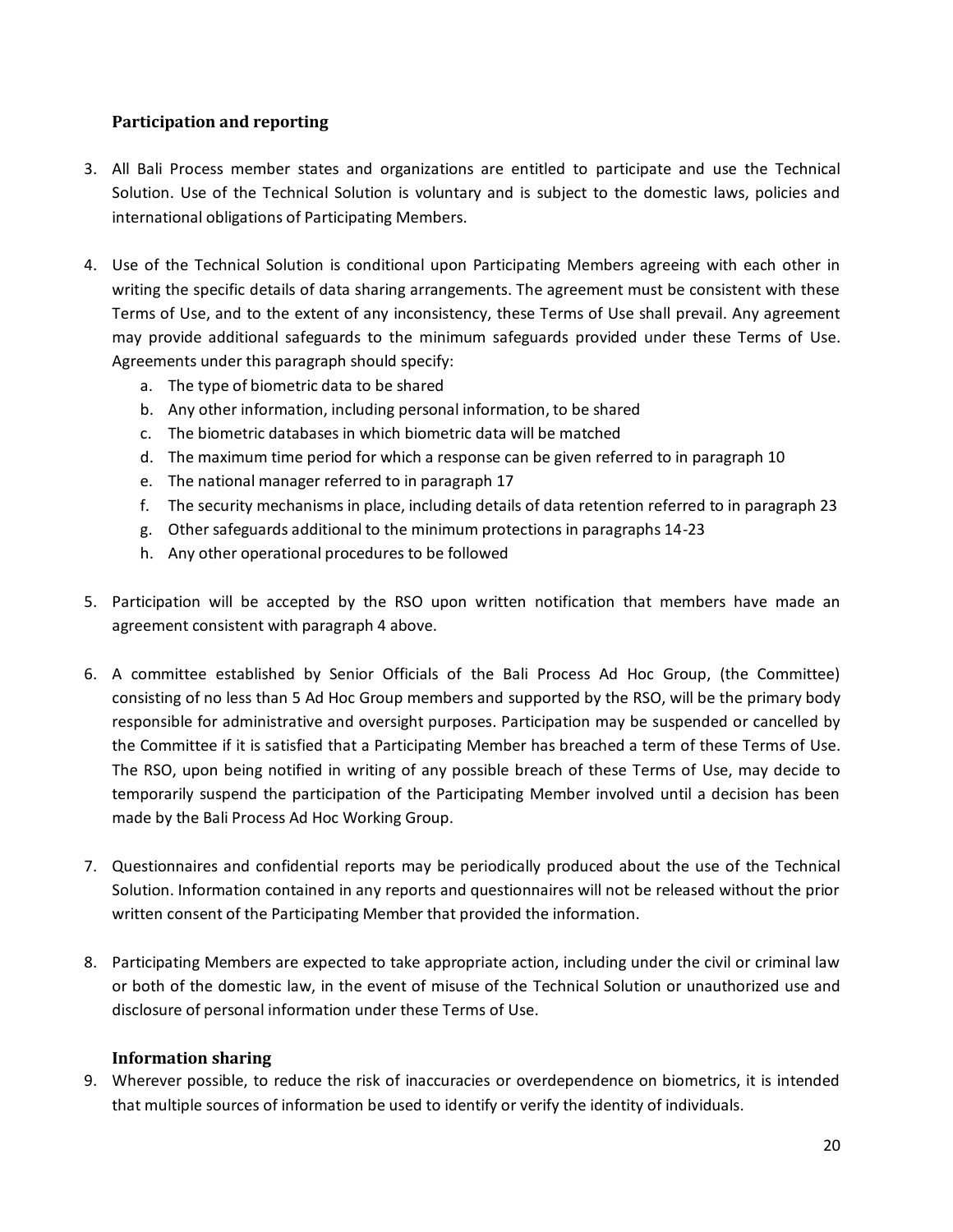### Participation and reporting

3. All Bali Process member states and organizations are entitled to participate and use the Technical Solution. Use of the Technical Solution is voluntary and is subject to the domestic laws, policies and international obligations of Participating Members.

4. Use of the Technical Solution is conditional upon Participating Members agreeing with each other in writing the specific details of data sharing arrangements. The agreement must be consistent with these Terms of Use, and to the extent of any inconsistency, these Terms of Use shall prevail. Any agreement may provide additional safeguards to the minimum safeguards provided under these Terms of Use. Agreements under this paragraph should specify:
   a. The type of biometric data to be shared
   b. Any other information, including personal information, to be shared
   c. The biometric databases in which biometric data will be matched
   d. The maximum time period for which a response can be given referred to in paragraph 10
   e. The national manager referred to in paragraph 17
   f. The security mechanisms in place, including details of data retention referred to in paragraph 23
   g. Other safeguards additional to the minimum protections in paragraphs 14-23
   h. Any other operational procedures to be followed

5. Participation will be accepted by the RSO upon written notification that members have made an agreement consistent with paragraph 4 above.

6. A committee established by Senior Officials of the Bali Process Ad Hoc Group, (the Committee) consisting of no less than 5 Ad Hoc Group members and supported by the RSO, will be the primary body responsible for administrative and oversight purposes. Participation may be suspended or cancelled by the Committee if it is satisfied that a Participating Member has breached a term of these Terms of Use. The RSO, upon being notified in writing of any possible breach of these Terms of Use, may decide to temporarily suspend the participation of the Participating Member involved until a decision has been made by the Bali Process Ad Hoc Working Group.

7. Questionnaires and confidential reports may be periodically produced about the use of the Technical Solution. Information contained in any reports and questionnaires will not be released without the prior written consent of the Participating Member that provided the information.

8. Participating Members are expected to take appropriate action, including under the civil or criminal law or both of the domestic law, in the event of misuse of the Technical Solution or unauthorized use and disclosure of personal information under these Terms of Use.

### Information sharing

9. Wherever possible, to reduce the risk of inaccuracies or overdependence on biometrics, it is intended that multiple sources of information be used to identify or verify the identity of individuals.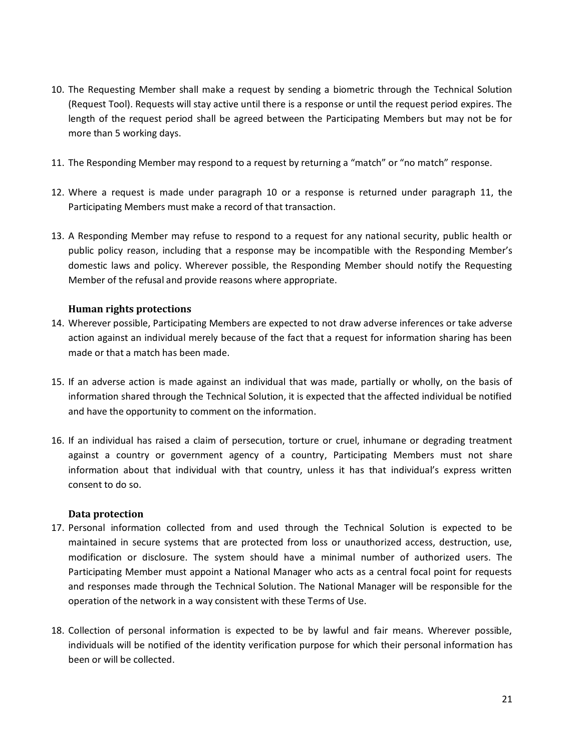10. The Requesting Member shall make a request by sending a biometric through the Technical Solution (Request Tool). Requests will stay active until there is a response or until the request period expires. The length of the request period shall be agreed between the Participating Members but may not be for more than 5 working days.

11. The Responding Member may respond to a request by returning a "match" or "no match" response.

12. Where a request is made under paragraph 10 or a response is returned under paragraph 11, the Participating Members must make a record of that transaction.

13. A Responding Member may refuse to respond to a request for any national security, public health or public policy reason, including that a response may be incompatible with the Responding Member's domestic laws and policy. Wherever possible, the Responding Member should notify the Requesting Member of the refusal and provide reasons where appropriate.

### Human rights protections

14. Wherever possible, Participating Members are expected to not draw adverse inferences or take adverse action against an individual merely because of the fact that a request for information sharing has been made or that a match has been made.

15. If an adverse action is made against an individual that was made, partially or wholly, on the basis of information shared through the Technical Solution, it is expected that the affected individual be notified and have the opportunity to comment on the information.

16. If an individual has raised a claim of persecution, torture or cruel, inhumane or degrading treatment against a country or government agency of a country, Participating Members must not share information about that individual with that country, unless it has that individual's express written consent to do so.

### Data protection

17. Personal information collected from and used through the Technical Solution is expected to be maintained in secure systems that are protected from loss or unauthorized access, destruction, use, modification or disclosure. The system should have a minimal number of authorized users. The Participating Member must appoint a National Manager who acts as a central focal point for requests and responses made through the Technical Solution. The National Manager will be responsible for the operation of the network in a way consistent with these Terms of Use.

18. Collection of personal information is expected to be by lawful and fair means. Wherever possible, individuals will be notified of the identity verification purpose for which their personal information has been or will be collected.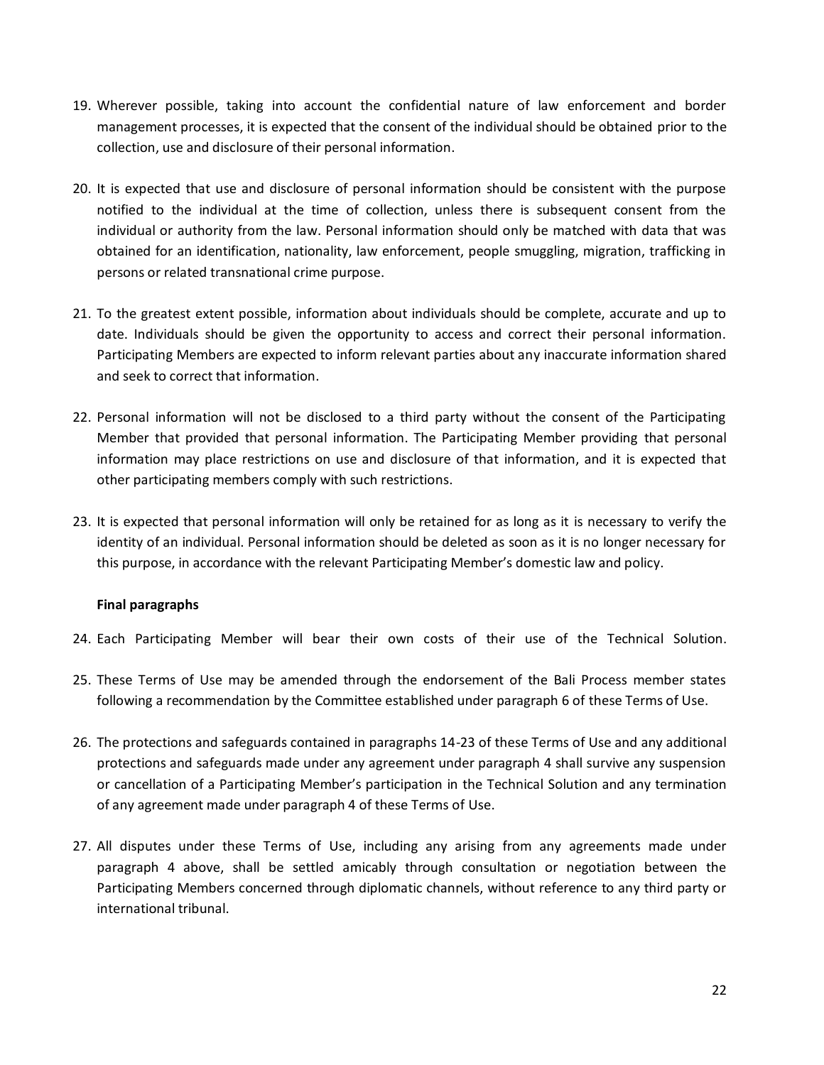19. Wherever possible, taking into account the confidential nature of law enforcement and border management processes, it is expected that the consent of the individual should be obtained prior to the collection, use and disclosure of their personal information.

20. It is expected that use and disclosure of personal information should be consistent with the purpose notified to the individual at the time of collection, unless there is subsequent consent from the individual or authority from the law. Personal information should only be matched with data that was obtained for an identification, nationality, law enforcement, people smuggling, migration, trafficking in persons or related transnational crime purpose.

21. To the greatest extent possible, information about individuals should be complete, accurate and up to date. Individuals should be given the opportunity to access and correct their personal information. Participating Members are expected to inform relevant parties about any inaccurate information shared and seek to correct that information.

22. Personal information will not be disclosed to a third party without the consent of the Participating Member that provided that personal information. The Participating Member providing that personal information may place restrictions on use and disclosure of that information, and it is expected that other participating members comply with such restrictions.

23. It is expected that personal information will only be retained for as long as it is necessary to verify the identity of an individual. Personal information should be deleted as soon as it is no longer necessary for this purpose, in accordance with the relevant Participating Member's domestic law and policy.

**Final paragraphs**

24. Each Participating Member will bear their own costs of their use of the Technical Solution.

25. These Terms of Use may be amended through the endorsement of the Bali Process member states following a recommendation by the Committee established under paragraph 6 of these Terms of Use.

26. The protections and safeguards contained in paragraphs 14-23 of these Terms of Use and any additional protections and safeguards made under any agreement under paragraph 4 shall survive any suspension or cancellation of a Participating Member's participation in the Technical Solution and any termination of any agreement made under paragraph 4 of these Terms of Use.

27. All disputes under these Terms of Use, including any arising from any agreements made under paragraph 4 above, shall be settled amicably through consultation or negotiation between the Participating Members concerned through diplomatic channels, without reference to any third party or international tribunal.